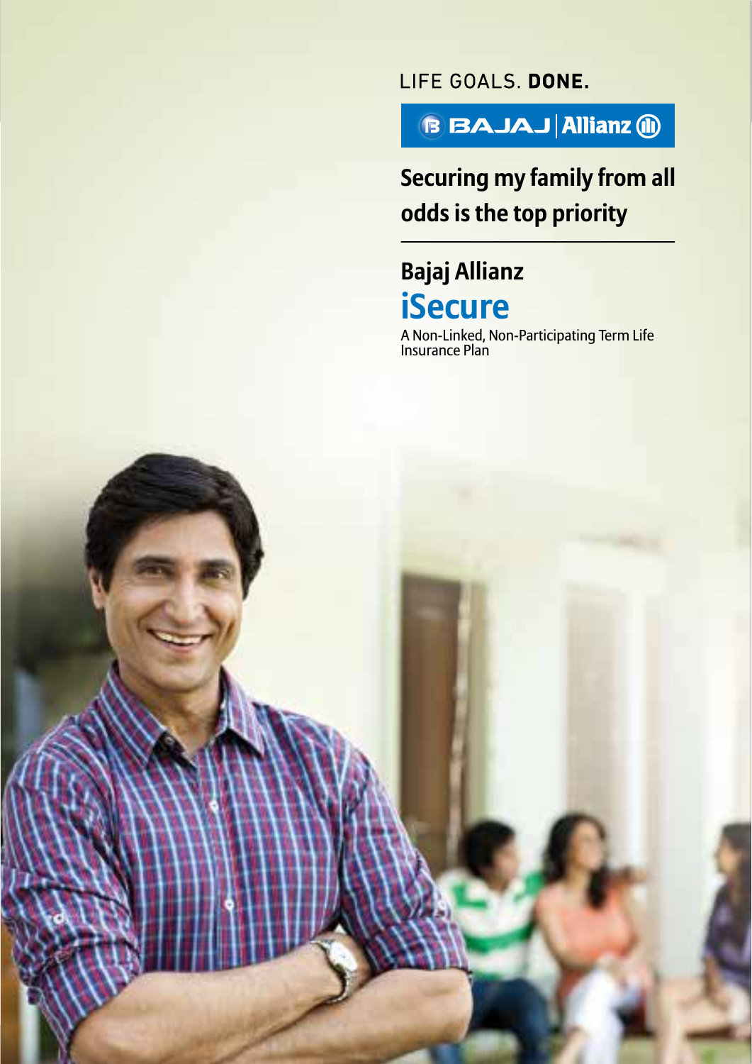LIFE GOALS. **DONE.**

BAJAJ | Allianz

## Securing my family from all odds is the top priority

# Bajaj Allianz
# iSecure

A Non-Linked, Non-Participating Term Life Insurance Plan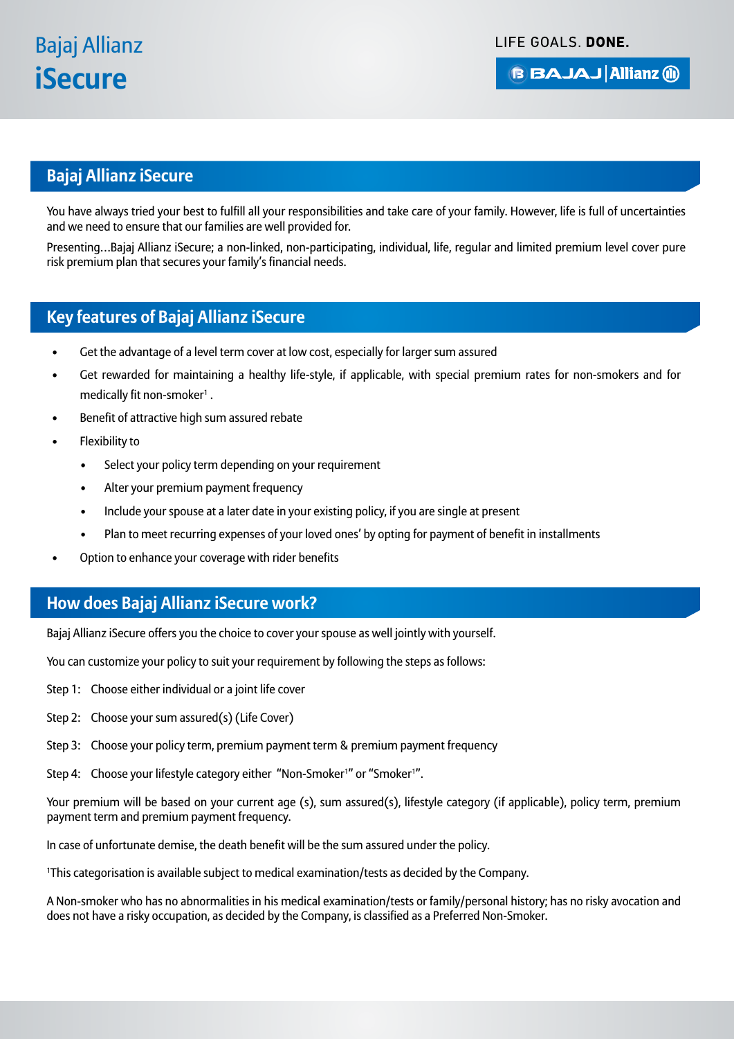# Bajaj Allianz **iSecure**

LIFE GOALS. **DONE.**

## Bajaj Allianz iSecure

You have always tried your best to fulfill all your responsibilities and take care of your family. However, life is full of uncertainties and we need to ensure that our families are well provided for.

Presenting…Bajaj Allianz iSecure; a non-linked, non-participating, individual, life, regular and limited premium level cover pure risk premium plan that secures your family's financial needs.

## Key features of Bajaj Allianz iSecure

- Get the advantage of a level term cover at low cost, especially for larger sum assured
- Get rewarded for maintaining a healthy life-style, if applicable, with special premium rates for non-smokers and for medically fit non-smoker[1] .
- Benefit of attractive high sum assured rebate
- Flexibility to
  - Select your policy term depending on your requirement
  - Alter your premium payment frequency
  - Include your spouse at a later date in your existing policy, if you are single at present
  - Plan to meet recurring expenses of your loved ones' by opting for payment of benefit in installments
- Option to enhance your coverage with rider benefits

## How does Bajaj Allianz iSecure work?

Bajaj Allianz iSecure offers you the choice to cover your spouse as well jointly with yourself.

You can customize your policy to suit your requirement by following the steps as follows:

Step 1: Choose either individual or a joint life cover

Step 2: Choose your sum assured(s) (Life Cover)

Step 3: Choose your policy term, premium payment term & premium payment frequency

Step 4: Choose your lifestyle category either "Non-Smoker[1]" or "Smoker[1]".

Your premium will be based on your current age (s), sum assured(s), lifestyle category (if applicable), policy term, premium payment term and premium payment frequency.

In case of unfortunate demise, the death benefit will be the sum assured under the policy.

[1]This categorisation is available subject to medical examination/tests as decided by the Company.

A Non-smoker who has no abnormalities in his medical examination/tests or family/personal history; has no risky avocation and does not have a risky occupation, as decided by the Company, is classified as a Preferred Non-Smoker.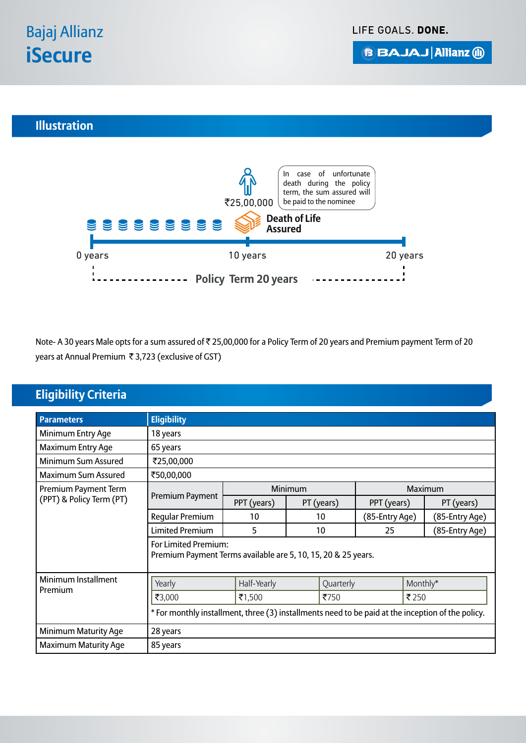## Illustration

In case of unfortunate death during the policy term, the sum assured will be paid to the nominee

₹25,00,000

Death of Life Assured

0 years — 10 years — 20 years

Policy Term 20 years

Note- A 30 years Male opts for a sum assured of ₹ 25,00,000 for a Policy Term of 20 years and Premium payment Term of 20 years at Annual Premium ₹ 3,723 (exclusive of GST)

## Eligibility Criteria

| Parameters | Eligibility | | | | |
|---|---|---|---|---|---|
| Minimum Entry Age | 18 years | | | | |
| Maximum Entry Age | 65 years | | | | |
| Minimum Sum Assured | ₹25,00,000 | | | | |
| Maximum Sum Assured | ₹50,00,000 | | | | |
| Premium Payment Term (PPT) & Policy Term (PT) | Premium Payment | Minimum | | Maximum | |
| | | PPT (years) | PT (years) | PPT (years) | PT (years) |
| | Regular Premium | 10 | 10 | (85-Entry Age) | (85-Entry Age) |
| | Limited Premium | 5 | 10 | 25 | (85-Entry Age) |
| | For Limited Premium: Premium Payment Terms available are 5, 10, 15, 20 & 25 years. | | | | |
| Minimum Installment Premium | Yearly | Half-Yearly | Quarterly | Monthly* | |
| | ₹3,000 | ₹1,500 | ₹750 | ₹ 250 | |
| | * For monthly installment, three (3) installments need to be paid at the inception of the policy. | | | | |
| Minimum Maturity Age | 28 years | | | | |
| Maximum Maturity Age | 85 years | | | | |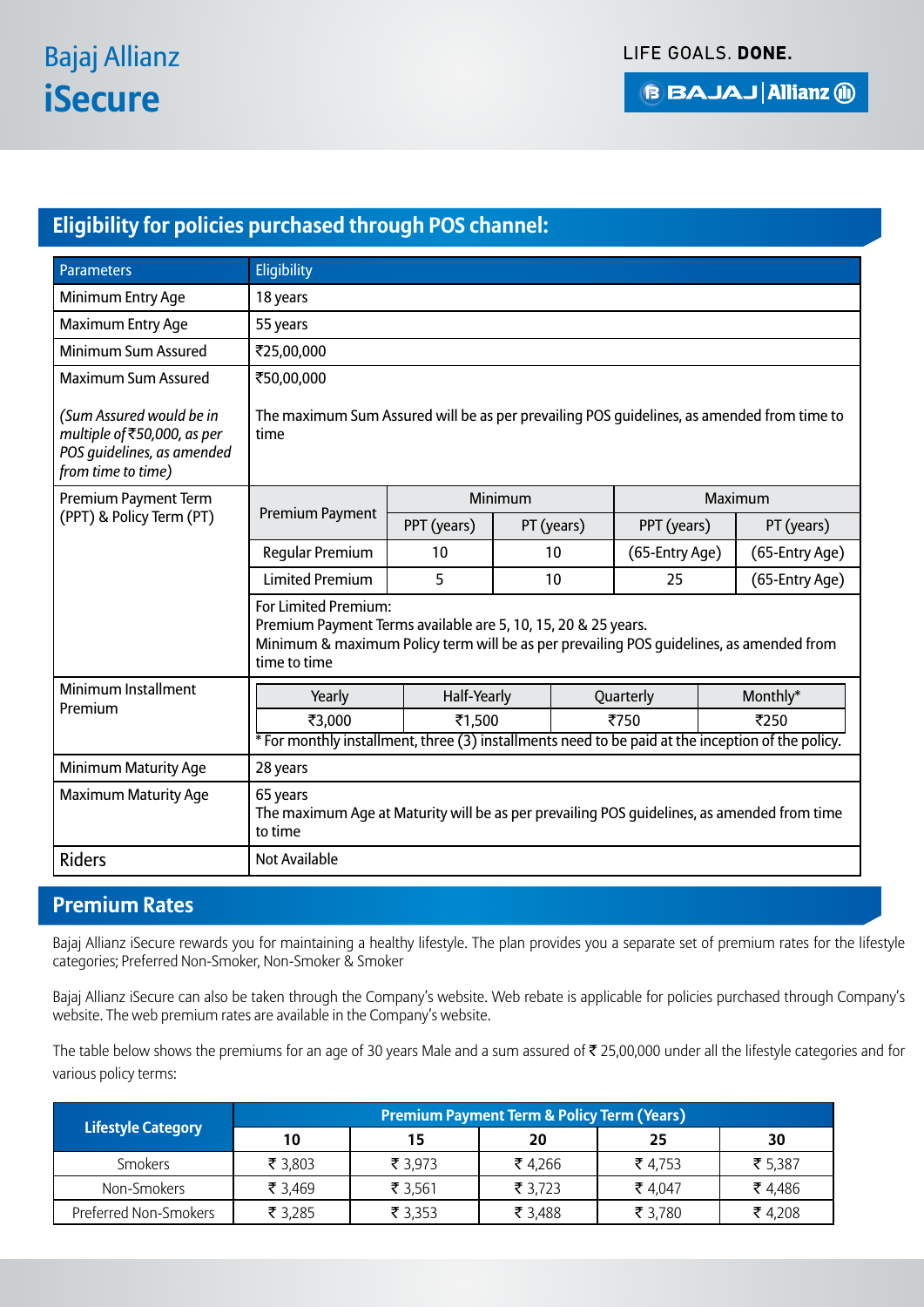# Bajaj Allianz **iSecure**

## Eligibility for policies purchased through POS channel:

| Parameters | Eligibility | | | | |
|---|---|---|---|---|---|
| Minimum Entry Age | 18 years | | | | |
| Maximum Entry Age | 55 years | | | | |
| Minimum Sum Assured | ₹25,00,000 | | | | |
| Maximum Sum Assured<br><br>*(Sum Assured would be in multiple of ₹50,000, as per POS guidelines, as amended from time to time)* | ₹50,00,000<br><br>The maximum Sum Assured will be as per prevailing POS guidelines, as amended from time to time | | | | |
| Premium Payment Term (PPT) & Policy Term (PT) | Premium Payment | Minimum | | Maximum | |
| | | PPT (years) | PT (years) | PPT (years) | PT (years) |
| | Regular Premium | 10 | 10 | (65-Entry Age) | (65-Entry Age) |
| | Limited Premium | 5 | 10 | 25 | (65-Entry Age) |
| | For Limited Premium:<br>Premium Payment Terms available are 5, 10, 15, 20 & 25 years.<br>Minimum & maximum Policy term will be as per prevailing POS guidelines, as amended from time to time | | | | |
| Minimum Installment Premium | Yearly | Half-Yearly | Quarterly | Monthly* | |
| | ₹3,000 | ₹1,500 | ₹750 | ₹250 | |
| | * For monthly installment, three (3) installments need to be paid at the inception of the policy. | | | | |
| Minimum Maturity Age | 28 years | | | | |
| Maximum Maturity Age | 65 years<br>The maximum Age at Maturity will be as per prevailing POS guidelines, as amended from time to time | | | | |
| Riders | Not Available | | | | |

## Premium Rates

Bajaj Allianz iSecure rewards you for maintaining a healthy lifestyle. The plan provides you a separate set of premium rates for the lifestyle categories; Preferred Non-Smoker, Non-Smoker & Smoker

Bajaj Allianz iSecure can also be taken through the Company's website. Web rebate is applicable for policies purchased through Company's website. The web premium rates are available in the Company's website.

The table below shows the premiums for an age of 30 years Male and a sum assured of ₹ 25,00,000 under all the lifestyle categories and for various policy terms:

| Lifestyle Category | Premium Payment Term & Policy Term (Years) | | | | |
|---|---|---|---|---|---|
| | 10 | 15 | 20 | 25 | 30 |
| Smokers | ₹ 3,803 | ₹ 3,973 | ₹ 4,266 | ₹ 4,753 | ₹ 5,387 |
| Non-Smokers | ₹ 3,469 | ₹ 3,561 | ₹ 3,723 | ₹ 4,047 | ₹ 4,486 |
| Preferred Non-Smokers | ₹ 3,285 | ₹ 3,353 | ₹ 3,488 | ₹ 3,780 | ₹ 4,208 |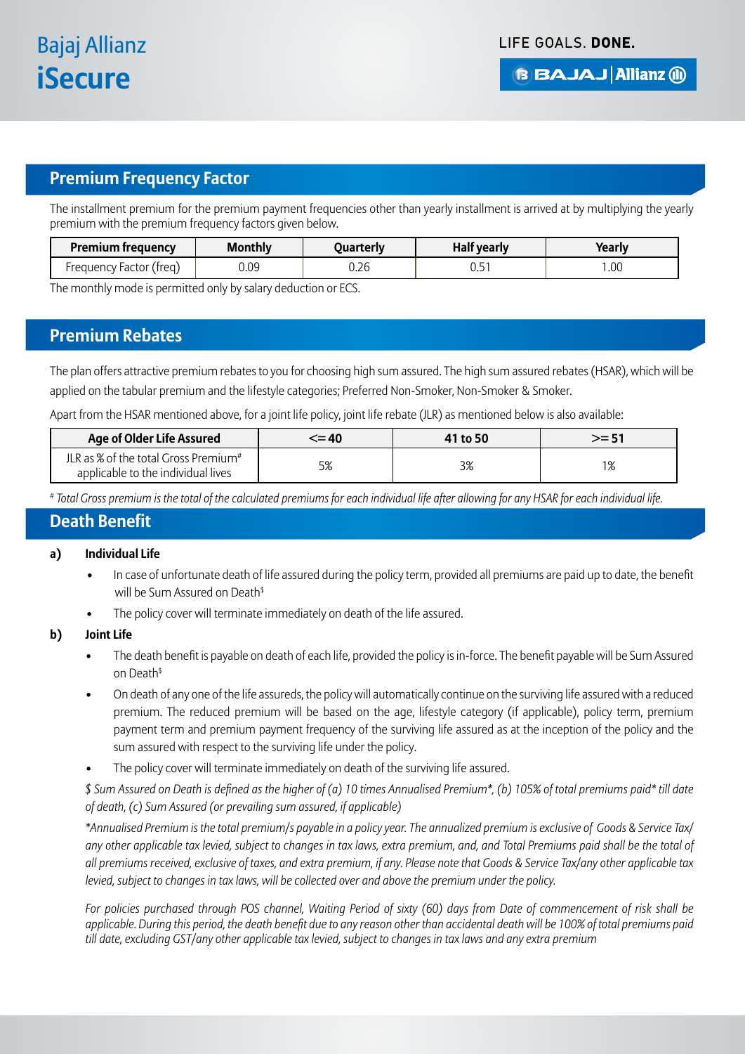## Premium Frequency Factor

The installment premium for the premium payment frequencies other than yearly installment is arrived at by multiplying the yearly premium with the premium frequency factors given below.

| Premium frequency | Monthly | Quarterly | Half yearly | Yearly |
|---|---|---|---|---|
| Frequency Factor (freq) | 0.09 | 0.26 | 0.51 | 1.00 |

The monthly mode is permitted only by salary deduction or ECS.

## Premium Rebates

The plan offers attractive premium rebates to you for choosing high sum assured. The high sum assured rebates (HSAR), which will be applied on the tabular premium and the lifestyle categories; Preferred Non-Smoker, Non-Smoker & Smoker.

Apart from the HSAR mentioned above, for a joint life policy, joint life rebate (JLR) as mentioned below is also available:

| Age of Older Life Assured | <= 40 | 41 to 50 | >= 51 |
|---|---|---|---|
| JLR as % of the total Gross Premium# applicable to the individual lives | 5% | 3% | 1% |

*# Total Gross premium is the total of the calculated premiums for each individual life after allowing for any HSAR for each individual life.*

## Death Benefit

**a) Individual Life**

- In case of unfortunate death of life assured during the policy term, provided all premiums are paid up to date, the benefit will be Sum Assured on Death$
- The policy cover will terminate immediately on death of the life assured.

**b) Joint Life**

- The death benefit is payable on death of each life, provided the policy is in-force. The benefit payable will be Sum Assured on Death$
- On death of any one of the life assureds, the policy will automatically continue on the surviving life assured with a reduced premium. The reduced premium will be based on the age, lifestyle category (if applicable), policy term, premium payment term and premium payment frequency of the surviving life assured as at the inception of the policy and the sum assured with respect to the surviving life under the policy.
- The policy cover will terminate immediately on death of the surviving life assured.

*$ Sum Assured on Death is defined as the higher of (a) 10 times Annualised Premium*, (b) 105% of total premiums paid* till date of death, (c) Sum Assured (or prevailing sum assured, if applicable)*

*\*Annualised Premium is the total premium/s payable in a policy year. The annualized premium is exclusive of Goods & Service Tax/ any other applicable tax levied, subject to changes in tax laws, extra premium, and, and Total Premiums paid shall be the total of all premiums received, exclusive of taxes, and extra premium, if any. Please note that Goods & Service Tax/any other applicable tax levied, subject to changes in tax laws, will be collected over and above the premium under the policy.*

*For policies purchased through POS channel, Waiting Period of sixty (60) days from Date of commencement of risk shall be applicable. During this period, the death benefit due to any reason other than accidental death will be 100% of total premiums paid till date, excluding GST/any other applicable tax levied, subject to changes in tax laws and any extra premium*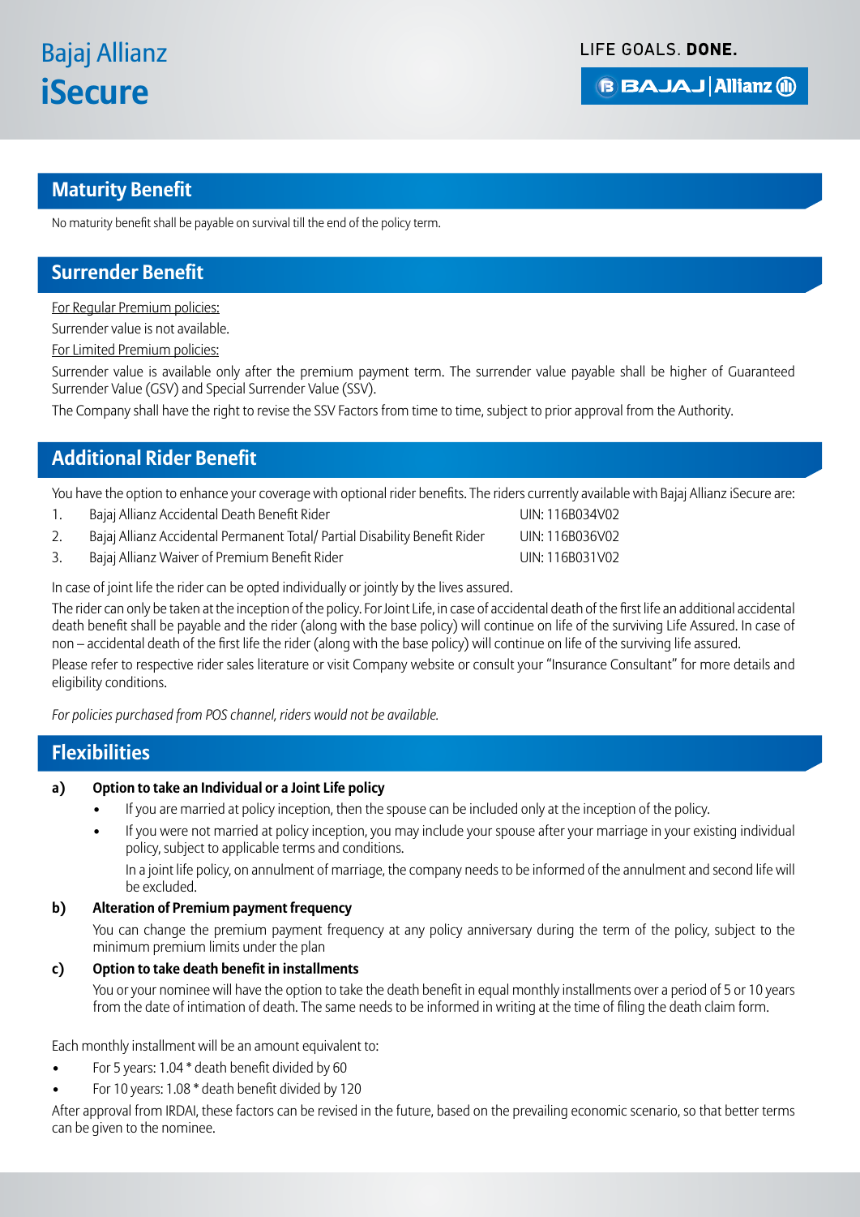## Maturity Benefit

No maturity benefit shall be payable on survival till the end of the policy term.

## Surrender Benefit

For Regular Premium policies:

Surrender value is not available.

For Limited Premium policies:

Surrender value is available only after the premium payment term. The surrender value payable shall be higher of Guaranteed Surrender Value (GSV) and Special Surrender Value (SSV).

The Company shall have the right to revise the SSV Factors from time to time, subject to prior approval from the Authority.

## Additional Rider Benefit

You have the option to enhance your coverage with optional rider benefits. The riders currently available with Bajaj Allianz iSecure are:

| | Rider | UIN |
|---|---|---|
| 1. | Bajaj Allianz Accidental Death Benefit Rider | UIN: 116B034V02 |
| 2. | Bajaj Allianz Accidental Permanent Total/ Partial Disability Benefit Rider | UIN: 116B036V02 |
| 3. | Bajaj Allianz Waiver of Premium Benefit Rider | UIN: 116B031V02 |

In case of joint life the rider can be opted individually or jointly by the lives assured.

The rider can only be taken at the inception of the policy. For Joint Life, in case of accidental death of the first life an additional accidental death benefit shall be payable and the rider (along with the base policy) will continue on life of the surviving Life Assured. In case of non – accidental death of the first life the rider (along with the base policy) will continue on life of the surviving life assured.

Please refer to respective rider sales literature or visit Company website or consult your "Insurance Consultant" for more details and eligibility conditions.

*For policies purchased from POS channel, riders would not be available.*

## Flexibilities

**a) Option to take an Individual or a Joint Life policy**

- If you are married at policy inception, then the spouse can be included only at the inception of the policy.
- If you were not married at policy inception, you may include your spouse after your marriage in your existing individual policy, subject to applicable terms and conditions.

  In a joint life policy, on annulment of marriage, the company needs to be informed of the annulment and second life will be excluded.

**b) Alteration of Premium payment frequency**

You can change the premium payment frequency at any policy anniversary during the term of the policy, subject to the minimum premium limits under the plan

**c) Option to take death benefit in installments**

You or your nominee will have the option to take the death benefit in equal monthly installments over a period of 5 or 10 years from the date of intimation of death. The same needs to be informed in writing at the time of filing the death claim form.

Each monthly installment will be an amount equivalent to:

- For 5 years: 1.04 * death benefit divided by 60
- For 10 years: 1.08 * death benefit divided by 120

After approval from IRDAI, these factors can be revised in the future, based on the prevailing economic scenario, so that better terms can be given to the nominee.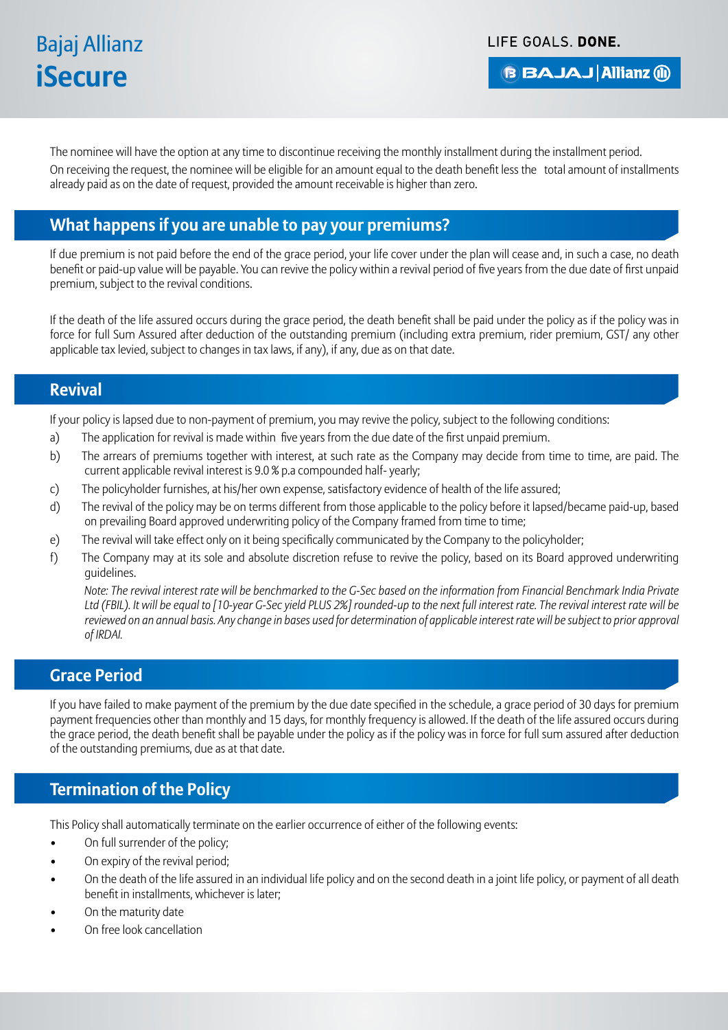The nominee will have the option at any time to discontinue receiving the monthly installment during the installment period.

On receiving the request, the nominee will be eligible for an amount equal to the death benefit less the total amount of installments already paid as on the date of request, provided the amount receivable is higher than zero.

## What happens if you are unable to pay your premiums?

If due premium is not paid before the end of the grace period, your life cover under the plan will cease and, in such a case, no death benefit or paid-up value will be payable. You can revive the policy within a revival period of five years from the due date of first unpaid premium, subject to the revival conditions.

If the death of the life assured occurs during the grace period, the death benefit shall be paid under the policy as if the policy was in force for full Sum Assured after deduction of the outstanding premium (including extra premium, rider premium, GST/ any other applicable tax levied, subject to changes in tax laws, if any), if any, due as on that date.

## Revival

If your policy is lapsed due to non-payment of premium, you may revive the policy, subject to the following conditions:

a) The application for revival is made within five years from the due date of the first unpaid premium.

b) The arrears of premiums together with interest, at such rate as the Company may decide from time to time, are paid. The current applicable revival interest is 9.0 % p.a compounded half- yearly;

c) The policyholder furnishes, at his/her own expense, satisfactory evidence of health of the life assured;

d) The revival of the policy may be on terms different from those applicable to the policy before it lapsed/became paid-up, based on prevailing Board approved underwriting policy of the Company framed from time to time;

e) The revival will take effect only on it being specifically communicated by the Company to the policyholder;

f) The Company may at its sole and absolute discretion refuse to revive the policy, based on its Board approved underwriting guidelines.

*Note: The revival interest rate will be benchmarked to the G-Sec based on the information from Financial Benchmark India Private Ltd (FBIL). It will be equal to [10-year G-Sec yield PLUS 2%] rounded-up to the next full interest rate. The revival interest rate will be reviewed on an annual basis. Any change in bases used for determination of applicable interest rate will be subject to prior approval of IRDAI.*

## Grace Period

If you have failed to make payment of the premium by the due date specified in the schedule, a grace period of 30 days for premium payment frequencies other than monthly and 15 days, for monthly frequency is allowed. If the death of the life assured occurs during the grace period, the death benefit shall be payable under the policy as if the policy was in force for full sum assured after deduction of the outstanding premiums, due as at that date.

## Termination of the Policy

This Policy shall automatically terminate on the earlier occurrence of either of the following events:

- On full surrender of the policy;
- On expiry of the revival period;
- On the death of the life assured in an individual life policy and on the second death in a joint life policy, or payment of all death benefit in installments, whichever is later;
- On the maturity date
- On free look cancellation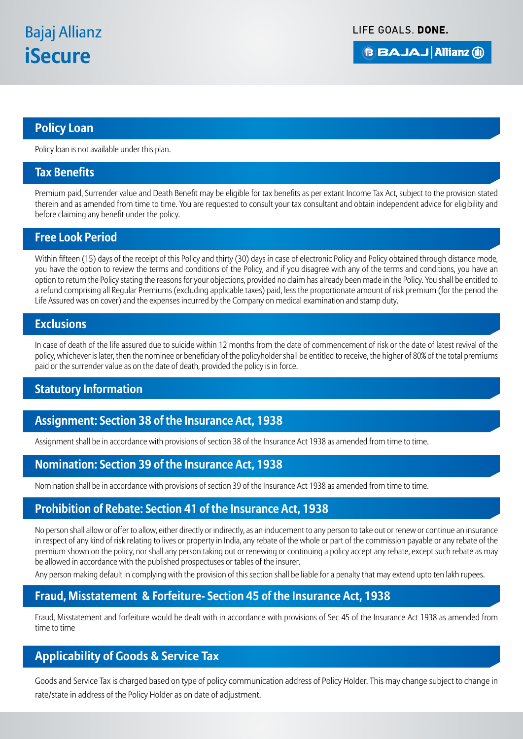## Policy Loan

Policy loan is not available under this plan.

## Tax Benefits

Premium paid, Surrender value and Death Benefit may be eligible for tax benefits as per extant Income Tax Act, subject to the provision stated therein and as amended from time to time. You are requested to consult your tax consultant and obtain independent advice for eligibility and before claiming any benefit under the policy.

## Free Look Period

Within fifteen (15) days of the receipt of this Policy and thirty (30) days in case of electronic Policy and Policy obtained through distance mode, you have the option to review the terms and conditions of the Policy, and if you disagree with any of the terms and conditions, you have an option to return the Policy stating the reasons for your objections, provided no claim has already been made in the Policy. You shall be entitled to a refund comprising all Regular Premiums (excluding applicable taxes) paid, less the proportionate amount of risk premium (for the period the Life Assured was on cover) and the expenses incurred by the Company on medical examination and stamp duty.

## Exclusions

In case of death of the life assured due to suicide within 12 months from the date of commencement of risk or the date of latest revival of the policy, whichever is later, then the nominee or beneficiary of the policyholder shall be entitled to receive, the higher of 80% of the total premiums paid or the surrender value as on the date of death, provided the policy is in force.

## Statutory Information

## Assignment: Section 38 of the Insurance Act, 1938

Assignment shall be in accordance with provisions of section 38 of the Insurance Act 1938 as amended from time to time.

## Nomination: Section 39 of the Insurance Act, 1938

Nomination shall be in accordance with provisions of section 39 of the Insurance Act 1938 as amended from time to time.

## Prohibition of Rebate: Section 41 of the Insurance Act, 1938

No person shall allow or offer to allow, either directly or indirectly, as an inducement to any person to take out or renew or continue an insurance in respect of any kind of risk relating to lives or property in India, any rebate of the whole or part of the commission payable or any rebate of the premium shown on the policy, nor shall any person taking out or renewing or continuing a policy accept any rebate, except such rebate as may be allowed in accordance with the published prospectuses or tables of the insurer.

Any person making default in complying with the provision of this section shall be liable for a penalty that may extend upto ten lakh rupees.

## Fraud, Misstatement & Forfeiture- Section 45 of the Insurance Act, 1938

Fraud, Misstatement and forfeiture would be dealt with in accordance with provisions of Sec 45 of the Insurance Act 1938 as amended from time to time

## Applicability of Goods & Service Tax

Goods and Service Tax is charged based on type of policy communication address of Policy Holder. This may change subject to change in rate/state in address of the Policy Holder as on date of adjustment.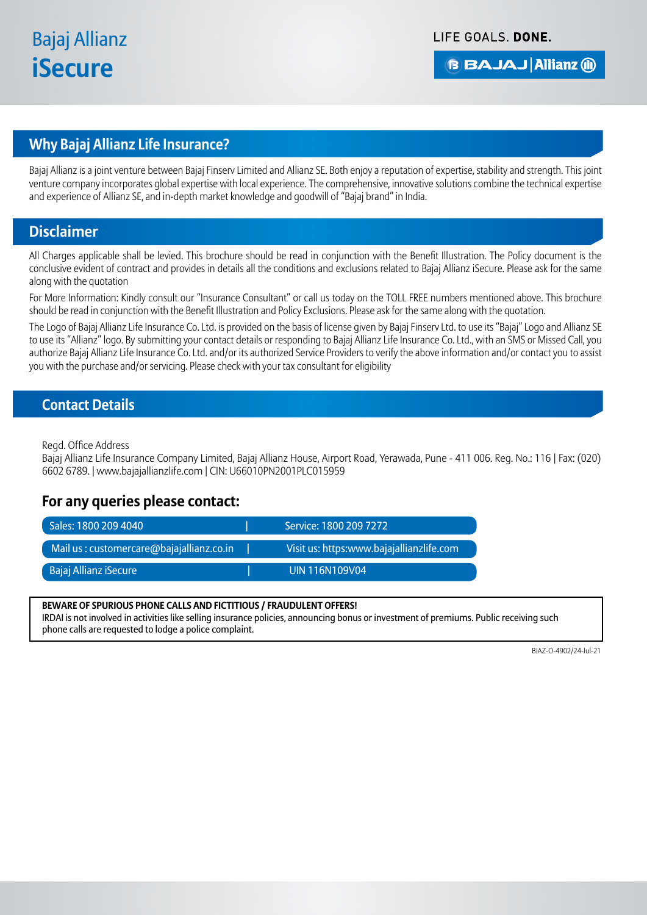Bajaj Allianz
**iSecure**

LIFE GOALS. **DONE.**

BAJAJ | Allianz

## Why Bajaj Allianz Life Insurance?

Bajaj Allianz is a joint venture between Bajaj Finserv Limited and Allianz SE. Both enjoy a reputation of expertise, stability and strength. This joint venture company incorporates global expertise with local experience. The comprehensive, innovative solutions combine the technical expertise and experience of Allianz SE, and in-depth market knowledge and goodwill of "Bajaj brand" in India.

## Disclaimer

All Charges applicable shall be levied. This brochure should be read in conjunction with the Benefit Illustration. The Policy document is the conclusive evident of contract and provides in details all the conditions and exclusions related to Bajaj Allianz iSecure. Please ask for the same along with the quotation

For More Information: Kindly consult our "Insurance Consultant" or call us today on the TOLL FREE numbers mentioned above. This brochure should be read in conjunction with the Benefit Illustration and Policy Exclusions. Please ask for the same along with the quotation.

The Logo of Bajaj Allianz Life Insurance Co. Ltd. is provided on the basis of license given by Bajaj Finserv Ltd. to use its "Bajaj" Logo and Allianz SE to use its "Allianz" logo. By submitting your contact details or responding to Bajaj Allianz Life Insurance Co. Ltd., with an SMS or Missed Call, you authorize Bajaj Allianz Life Insurance Co. Ltd. and/or its authorized Service Providers to verify the above information and/or contact you to assist you with the purchase and/or servicing. Please check with your tax consultant for eligibility

## Contact Details

Regd. Office Address
Bajaj Allianz Life Insurance Company Limited, Bajaj Allianz House, Airport Road, Yerawada, Pune - 411 006. Reg. No.: 116 | Fax: (020) 6602 6789. | www.bajajallianzlife.com | CIN: U66010PN2001PLC015959

### For any queries please contact:

| | |
|---|---|
| Sales: 1800 209 4040 | Service: 1800 209 7272 |
| Mail us : customercare@bajajallianz.co.in | Visit us: https:www.bajajallianzlife.com |
| Bajaj Allianz iSecure | UIN 116N109V04 |

**BEWARE OF SPURIOUS PHONE CALLS AND FICTITIOUS / FRAUDULENT OFFERS!**
IRDAI is not involved in activities like selling insurance policies, announcing bonus or investment of premiums. Public receiving such phone calls are requested to lodge a police complaint.

BJAZ-O-4902/24-Jul-21